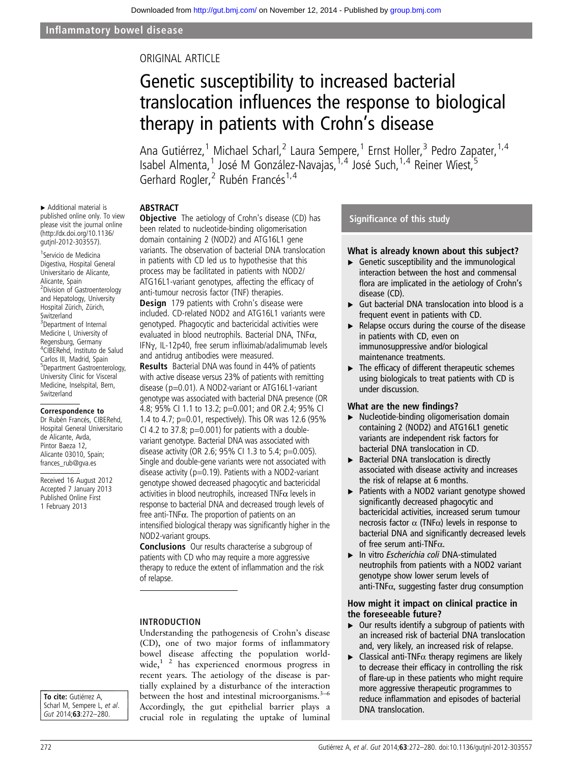Inflammatory bowel disease

ORIGINAL ARTICLE

# Genetic susceptibility to increased bacterial translocation influences the response to biological therapy in patients with Crohn's disease

Ana Gutiérrez,[1] Michael Scharl,[2] Laura Sempere,[1] Ernst Holler,[3] Pedro Zapater,[1,4] Isabel Almenta,[1] José M González-Navajas,[1,4] José Such,[1,4] Reiner Wiest,[5] Gerhard Rogler,[2] Rubén Francés[1,4]

▸ Additional material is published online only. To view please visit the journal online (http://dx.doi.org/10.1136/gutjnl-2012-303557).

[1]Servicio de Medicina Digestiva, Hospital General Universitario de Alicante, Alicante, Spain
[2]Division of Gastroenterology and Hepatology, University Hospital Zürich, Zürich, Switzerland
[3]Department of Internal Medicine I, University of Regensburg, Germany
[4]CIBERehd, Instituto de Salud Carlos III, Madrid, Spain
[5]Department Gastroenterology, University Clinic for Visceral Medicine, Inselspital, Bern, Switzerland

**Correspondence to**
Dr Rubén Francés, CIBERehd, Hospital General Universitario de Alicante, Avda, Pintor Baeza 12, Alicante 03010, Spain; frances_rub@gva.es

Received 16 August 2012
Accepted 7 January 2013
Published Online First 1 February 2013

**To cite:** Gutiérrez A, Scharl M, Sempere L, *et al*. *Gut* 2014;**63**:272–280.

## ABSTRACT

**Objective** The aetiology of Crohn's disease (CD) has been related to nucleotide-binding oligomerisation domain containing 2 (NOD2) and ATG16L1 gene variants. The observation of bacterial DNA translocation in patients with CD led us to hypothesise that this process may be facilitated in patients with NOD2/ATG16L1-variant genotypes, affecting the efficacy of anti-tumour necrosis factor (TNF) therapies.

**Design** 179 patients with Crohn's disease were included. CD-related NOD2 and ATG16L1 variants were genotyped. Phagocytic and bactericidal activities were evaluated in blood neutrophils. Bacterial DNA, TNFα, IFNγ, IL-12p40, free serum infliximab/adalimumab levels and antidrug antibodies were measured.

**Results** Bacterial DNA was found in 44% of patients with active disease versus 23% of patients with remitting disease (p=0.01). A NOD2-variant or ATG16L1-variant genotype was associated with bacterial DNA presence (OR 4.8; 95% CI 1.1 to 13.2; p=0.001; and OR 2.4; 95% CI 1.4 to 4.7; p=0.01, respectively). This OR was 12.6 (95% CI 4.2 to 37.8; p=0.001) for patients with a double-variant genotype. Bacterial DNA was associated with disease activity (OR 2.6; 95% CI 1.3 to 5.4; p=0.005). Single and double-gene variants were not associated with disease activity (p=0.19). Patients with a NOD2-variant genotype showed decreased phagocytic and bactericidal activities in blood neutrophils, increased TNFα levels in response to bacterial DNA and decreased trough levels of free anti-TNFα. The proportion of patients on an intensified biological therapy was significantly higher in the NOD2-variant groups.

**Conclusions** Our results characterise a subgroup of patients with CD who may require a more aggressive therapy to reduce the extent of inflammation and the risk of relapse.

## Significance of this study

### What is already known on this subject?

- Genetic susceptibility and the immunological interaction between the host and commensal flora are implicated in the aetiology of Crohn's disease (CD).
- Gut bacterial DNA translocation into blood is a frequent event in patients with CD.
- Relapse occurs during the course of the disease in patients with CD, even on immunosuppressive and/or biological maintenance treatments.
- The efficacy of different therapeutic schemes using biologicals to treat patients with CD is under discussion.

### What are the new findings?

- Nucleotide-binding oligomerisation domain containing 2 (NOD2) and ATG16L1 genetic variants are independent risk factors for bacterial DNA translocation in CD.
- Bacterial DNA translocation is directly associated with disease activity and increases the risk of relapse at 6 months.
- Patients with a NOD2 variant genotype showed significantly decreased phagocytic and bactericidal activities, increased serum tumour necrosis factor α (TNFα) levels in response to bacterial DNA and significantly decreased levels of free serum anti-TNFα.
- In vitro *Escherichia coli* DNA-stimulated neutrophils from patients with a NOD2 variant genotype show lower serum levels of anti-TNFα, suggesting faster drug consumption

### How might it impact on clinical practice in the foreseeable future?

- Our results identify a subgroup of patients with an increased risk of bacterial DNA translocation and, very likely, an increased risk of relapse.
- Classical anti-TNFα therapy regimens are likely to decrease their efficacy in controlling the risk of flare-up in these patients who might require more aggressive therapeutic programmes to reduce inflammation and episodes of bacterial DNA translocation.

## INTRODUCTION

Understanding the pathogenesis of Crohn's disease (CD), one of two major forms of inflammatory bowel disease affecting the population worldwide,[1 2] has experienced enormous progress in recent years. The aetiology of the disease is partially explained by a disturbance of the interaction between the host and intestinal microorganisms.[3–6] Accordingly, the gut epithelial barrier plays a crucial role in regulating the uptake of luminal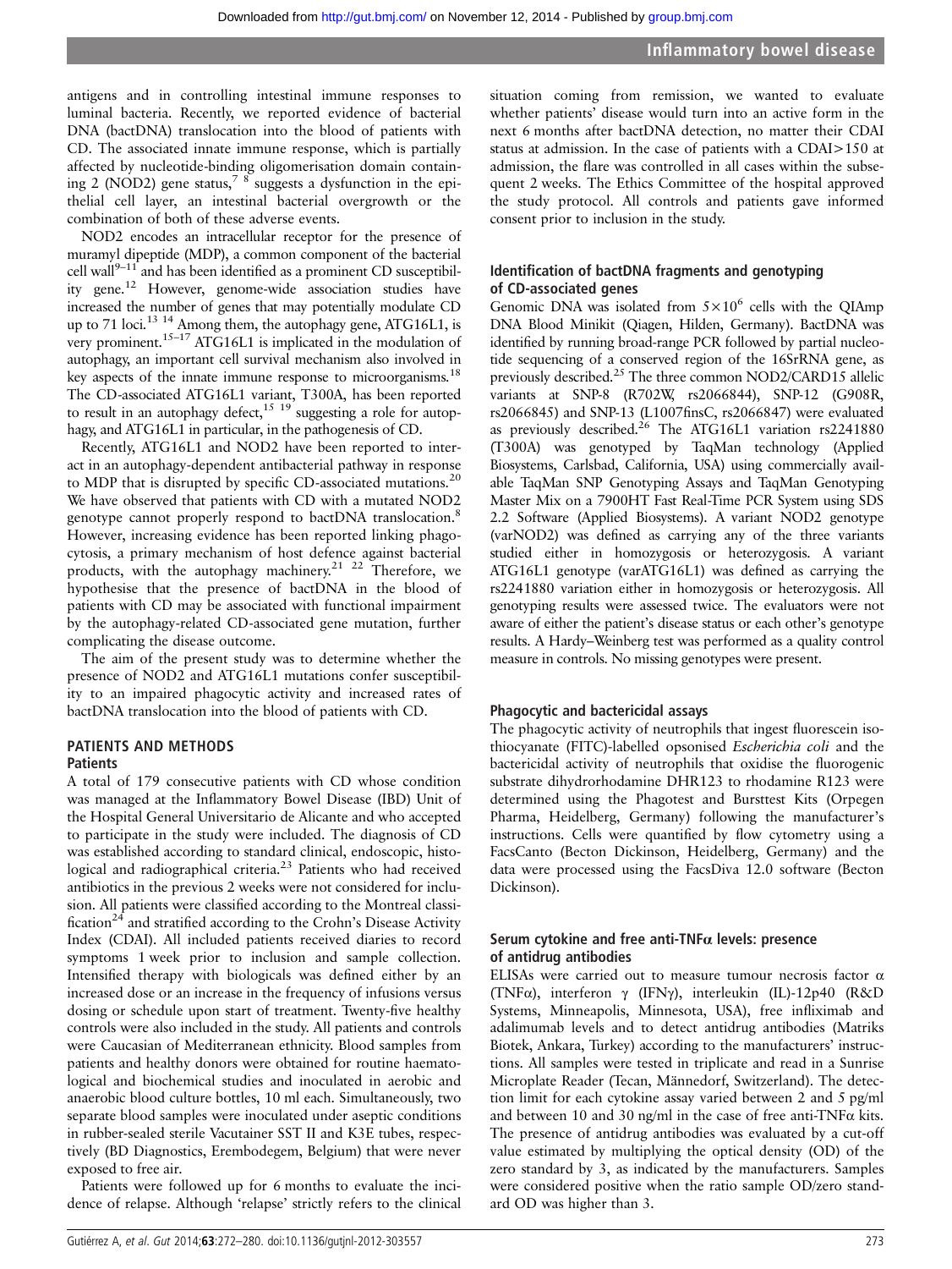antigens and in controlling intestinal immune responses to luminal bacteria. Recently, we reported evidence of bacterial DNA (bactDNA) translocation into the blood of patients with CD. The associated innate immune response, which is partially affected by nucleotide-binding oligomerisation domain containing 2 (NOD2) gene status,[7 8] suggests a dysfunction in the epithelial cell layer, an intestinal bacterial overgrowth or the combination of both of these adverse events.

NOD2 encodes an intracellular receptor for the presence of muramyl dipeptide (MDP), a common component of the bacterial cell wall[9–11] and has been identified as a prominent CD susceptibility gene.[12] However, genome-wide association studies have increased the number of genes that may potentially modulate CD up to 71 loci.[13 14] Among them, the autophagy gene, ATG16L1, is very prominent.[15–17] ATG16L1 is implicated in the modulation of autophagy, an important cell survival mechanism also involved in key aspects of the innate immune response to microorganisms.[18] The CD-associated ATG16L1 variant, T300A, has been reported to result in an autophagy defect,[15 19] suggesting a role for autophagy, and ATG16L1 in particular, in the pathogenesis of CD.

Recently, ATG16L1 and NOD2 have been reported to interact in an autophagy-dependent antibacterial pathway in response to MDP that is disrupted by specific CD-associated mutations.[20] We have observed that patients with CD with a mutated NOD2 genotype cannot properly respond to bactDNA translocation.[8] However, increasing evidence has been reported linking phagocytosis, a primary mechanism of host defence against bacterial products, with the autophagy machinery.[21 22] Therefore, we hypothesise that the presence of bactDNA in the blood of patients with CD may be associated with functional impairment by the autophagy-related CD-associated gene mutation, further complicating the disease outcome.

The aim of the present study was to determine whether the presence of NOD2 and ATG16L1 mutations confer susceptibility to an impaired phagocytic activity and increased rates of bactDNA translocation into the blood of patients with CD.

## PATIENTS AND METHODS

### Patients

A total of 179 consecutive patients with CD whose condition was managed at the Inflammatory Bowel Disease (IBD) Unit of the Hospital General Universitario de Alicante and who accepted to participate in the study were included. The diagnosis of CD was established according to standard clinical, endoscopic, histological and radiographical criteria.[23] Patients who had received antibiotics in the previous 2 weeks were not considered for inclusion. All patients were classified according to the Montreal classification[24] and stratified according to the Crohn's Disease Activity Index (CDAI). All included patients received diaries to record symptoms 1 week prior to inclusion and sample collection. Intensified therapy with biologicals was defined either by an increased dose or an increase in the frequency of infusions versus dosing or schedule upon start of treatment. Twenty-five healthy controls were also included in the study. All patients and controls were Caucasian of Mediterranean ethnicity. Blood samples from patients and healthy donors were obtained for routine haematological and biochemical studies and inoculated in aerobic and anaerobic blood culture bottles, 10 ml each. Simultaneously, two separate blood samples were inoculated under aseptic conditions in rubber-sealed sterile Vacutainer SST II and K3E tubes, respectively (BD Diagnostics, Erembodegem, Belgium) that were never exposed to free air.

Patients were followed up for 6 months to evaluate the incidence of relapse. Although 'relapse' strictly refers to the clinical situation coming from remission, we wanted to evaluate whether patients' disease would turn into an active form in the next 6 months after bactDNA detection, no matter their CDAI status at admission. In the case of patients with a CDAI>150 at admission, the flare was controlled in all cases within the subsequent 2 weeks. The Ethics Committee of the hospital approved the study protocol. All controls and patients gave informed consent prior to inclusion in the study.

### Identification of bactDNA fragments and genotyping of CD-associated genes

Genomic DNA was isolated from $5\times10^{6}$ cells with the QIAmp DNA Blood Minikit (Qiagen, Hilden, Germany). BactDNA was identified by running broad-range PCR followed by partial nucleotide sequencing of a conserved region of the 16SrRNA gene, as previously described.[25] The three common NOD2/CARD15 allelic variants at SNP-8 (R702W, rs2066844), SNP-12 (G908R, rs2066845) and SNP-13 (L1007finsC, rs2066847) were evaluated as previously described.[26] The ATG16L1 variation rs2241880 (T300A) was genotyped by TaqMan technology (Applied Biosystems, Carlsbad, California, USA) using commercially available TaqMan SNP Genotyping Assays and TaqMan Genotyping Master Mix on a 7900HT Fast Real-Time PCR System using SDS 2.2 Software (Applied Biosystems). A variant NOD2 genotype (varNOD2) was defined as carrying any of the three variants studied either in homozygosis or heterozygosis. A variant ATG16L1 genotype (varATG16L1) was defined as carrying the rs2241880 variation either in homozygosis or heterozygosis. All genotyping results were assessed twice. The evaluators were not aware of either the patient's disease status or each other's genotype results. A Hardy–Weinberg test was performed as a quality control measure in controls. No missing genotypes were present.

### Phagocytic and bactericidal assays

The phagocytic activity of neutrophils that ingest fluorescein isothiocyanate (FITC)-labelled opsonised *Escherichia coli* and the bactericidal activity of neutrophils that oxidise the fluorogenic substrate dihydrorhodamine DHR123 to rhodamine R123 were determined using the Phagotest and Bursttest Kits (Orpegen Pharma, Heidelberg, Germany) following the manufacturer's instructions. Cells were quantified by flow cytometry using a FacsCanto (Becton Dickinson, Heidelberg, Germany) and the data were processed using the FacsDiva 12.0 software (Becton Dickinson).

### Serum cytokine and free anti-TNFα levels: presence of antidrug antibodies

ELISAs were carried out to measure tumour necrosis factor α (TNFα), interferon γ (IFNγ), interleukin (IL)-12p40 (R&D Systems, Minneapolis, Minnesota, USA), free infliximab and adalimumab levels and to detect antidrug antibodies (Matriks Biotek, Ankara, Turkey) according to the manufacturers' instructions. All samples were tested in triplicate and read in a Sunrise Microplate Reader (Tecan, Männedorf, Switzerland). The detection limit for each cytokine assay varied between 2 and 5 pg/ml and between 10 and 30 ng/ml in the case of free anti-TNFα kits. The presence of antidrug antibodies was evaluated by a cut-off value estimated by multiplying the optical density (OD) of the zero standard by 3, as indicated by the manufacturers. Samples were considered positive when the ratio sample OD/zero standard OD was higher than 3.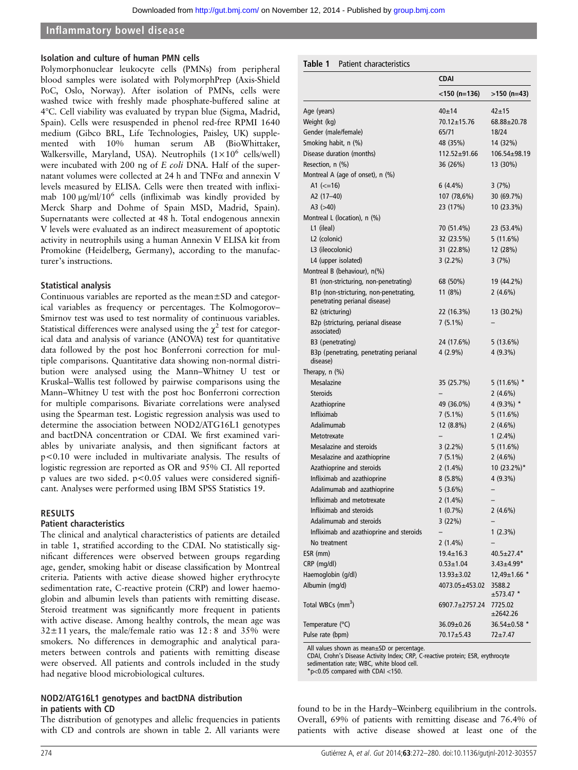### Isolation and culture of human PMN cells

Polymorphonuclear leukocyte cells (PMNs) from peripheral blood samples were isolated with PolymorphPrep (Axis-Shield PoC, Oslo, Norway). After isolation of PMNs, cells were washed twice with freshly made phosphate-buffered saline at 4°C. Cell viability was evaluated by trypan blue (Sigma, Madrid, Spain). Cells were resuspended in phenol red-free RPMI 1640 medium (Gibco BRL, Life Technologies, Paisley, UK) supplemented with 10% human serum AB (BioWhittaker, Walkersville, Maryland, USA). Neutrophils ($1\times10^6$ cells/well) were incubated with 200 ng of *E coli* DNA. Half of the supernatant volumes were collected at 24 h and TNFα and annexin V levels measured by ELISA. Cells were then treated with infliximab 100 µg/ml/$10^6$ cells (infliximab was kindly provided by Merck Sharp and Dohme of Spain MSD, Madrid, Spain). Supernatants were collected at 48 h. Total endogenous annexin V levels were evaluated as an indirect measurement of apoptotic activity in neutrophils using a human Annexin V ELISA kit from Promokine (Heidelberg, Germany), according to the manufacturer's instructions.

### Statistical analysis

Continuous variables are reported as the mean±SD and categorical variables as frequency or percentages. The Kolmogorov–Smirnov test was used to test normality of continuous variables. Statistical differences were analysed using the $\chi^2$ test for categorical data and analysis of variance (ANOVA) test for quantitative data followed by the post hoc Bonferroni correction for multiple comparisons. Quantitative data showing non-normal distribution were analysed using the Mann–Whitney U test or Kruskal–Wallis test followed by pairwise comparisons using the Mann–Whitney U test with the post hoc Bonferroni correction for multiple comparisons. Bivariate correlations were analysed using the Spearman test. Logistic regression analysis was used to determine the association between NOD2/ATG16L1 genotypes and bactDNA concentration or CDAI. We first examined variables by univariate analysis, and then significant factors at $p<0.10$ were included in multivariate analysis. The results of logistic regression are reported as OR and 95% CI. All reported p values are two sided. $p<0.05$ values were considered significant. Analyses were performed using IBM SPSS Statistics 19.

## RESULTS

### Patient characteristics

The clinical and analytical characteristics of patients are detailed in table 1, stratified according to the CDAI. No statistically significant differences were observed between groups regarding age, gender, smoking habit or disease classification by Montreal criteria. Patients with active disease showed higher erythrocyte sedimentation rate, C-reactive protein (CRP) and lower haemoglobin and albumin levels than patients with remitting disease. Steroid treatment was significantly more frequent in patients with active disease. Among healthy controls, the mean age was 32±11 years, the male/female ratio was 12 : 8 and 35% were smokers. No differences in demographic and analytical parameters between controls and patients with remitting disease were observed. All patients and controls included in the study had negative blood microbiological cultures.

**Table 1** Patient characteristics

| | CDAI | |
|---|---|---|
| | <150 (n=136) | >150 (n=43) |
| Age (years) | 40±14 | 42±15 |
| Weight (kg) | 70.12±15.76 | 68.88±20.78 |
| Gender (male/female) | 65/71 | 18/24 |
| Smoking habit, n (%) | 48 (35%) | 14 (32%) |
| Disease duration (months) | 112.52±91.66 | 106.54±98.19 |
| Resection, n (%) | 36 (26%) | 13 (30%) |
| Montreal A (age of onset), n (%) | | |
| A1 (<=16) | 6 (4.4%) | 3 (7%) |
| A2 (17–40) | 107 (78,6%) | 30 (69.7%) |
| A3 (>40) | 23 (17%) | 10 (23.3%) |
| Montreal L (location), n (%) | | |
| L1 (ileal) | 70 (51.4%) | 23 (53.4%) |
| L2 (colonic) | 32 (23.5%) | 5 (11.6%) |
| L3 (ileocolonic) | 31 (22.8%) | 12 (28%) |
| L4 (upper isolated) | 3 (2.2%) | 3 (7%) |
| Montreal B (behaviour), n(%) | | |
| B1 (non-stricturing, non-penetrating) | 68 (50%) | 19 (44.2%) |
| B1p (non-stricturing, non-penetrating, penetrating perianal disease) | 11 (8%) | 2 (4.6%) |
| B2 (stricturing) | 22 (16.3%) | 13 (30.2%) |
| B2p (stricturing, perianal disease associated) | 7 (5.1%) | – |
| B3 (penetrating) | 24 (17.6%) | 5 (13.6%) |
| B3p (penetrating, penetrating perianal disease) | 4 (2.9%) | 4 (9.3%) |
| Therapy, n (%) | | |
| Mesalazine | 35 (25.7%) | 5 (11.6%) * |
| Steroids | – | 2 (4.6%) |
| Azathioprine | 49 (36.0%) | 4 (9.3%) * |
| Infliximab | 7 (5.1%) | 5 (11.6%) |
| Adalimumab | 12 (8.8%) | 2 (4.6%) |
| Metotrexate | – | 1 (2.4%) |
| Mesalazine and steroids | 3 (2.2%) | 5 (11.6%) |
| Mesalazine and azathioprine | 7 (5.1%) | 2 (4.6%) |
| Azathioprine and steroids | 2 (1.4%) | 10 (23.2%)* |
| Infliximab and azathioprine | 8 (5.8%) | 4 (9.3%) |
| Adalimumab and azathioprine | 5 (3.6%) | – |
| Infliximab and metotrexate | 2 (1.4%) | – |
| Infliximab and steroids | 1 (0.7%) | 2 (4.6%) |
| Adalimumab and steroids | 3 (22%) | – |
| Infliximab and azathioprine and steroids | – | 1 (2.3%) |
| No treatment | 2 (1.4%) | – |
| ESR (mm) | 19.4±16.3 | 40.5±27.4* |
| CRP (mg/dl) | 0.53±1.04 | 3.43±4.99* |
| Haemoglobin (g/dl) | 13.93±3.02 | 12,49±1.66 * |
| Albumin (mg/d) | 4073.05±453.02 | 3588.2 ±573.47 * |
| Total WBCs ($mm^3$) | 6907.7±2757.24 | 7725.02 ±2642.26 |
| Temperature (°C) | 36.09±0.26 | 36.54±0.58 * |
| Pulse rate (bpm) | 70.17±5.43 | 72±7.47 |

All values shown as mean±SD or percentage.
CDAI, Crohn's Disease Activity Index; CRP, C-reactive protein; ESR, erythrocyte sedimentation rate; WBC, white blood cell.
*p<0.05 compared with CDAI <150.

### NOD2/ATG16L1 genotypes and bactDNA distribution in patients with CD

The distribution of genotypes and allelic frequencies in patients with CD and controls are shown in table 2. All variants were found to be in the Hardy–Weinberg equilibrium in the controls. Overall, 69% of patients with remitting disease and 76.4% of patients with active disease showed at least one of the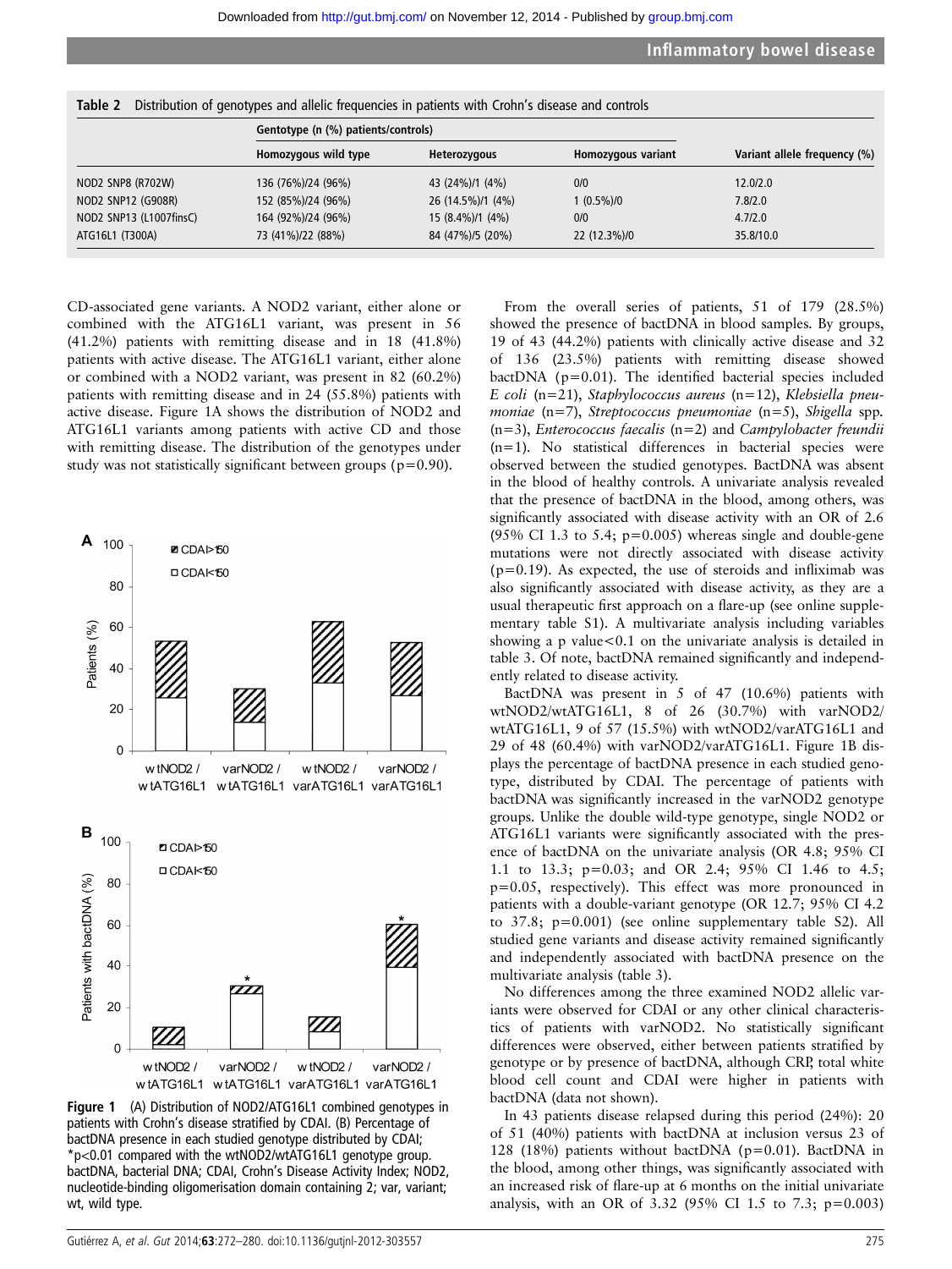**Table 2** Distribution of genotypes and allelic frequencies in patients with Crohn's disease and controls

| | Gentotype (n (%) patients/controls) | | | |
|---|---|---|---|---|
| | Homozygous wild type | Heterozygous | Homozygous variant | Variant allele frequency (%) |
| NOD2 SNP8 (R702W) | 136 (76%)/24 (96%) | 43 (24%)/1 (4%) | 0/0 | 12.0/2.0 |
| NOD2 SNP12 (G908R) | 152 (85%)/24 (96%) | 26 (14.5%)/1 (4%) | 1 (0.5%)/0 | 7.8/2.0 |
| NOD2 SNP13 (L1007finsC) | 164 (92%)/24 (96%) | 15 (8.4%)/1 (4%) | 0/0 | 4.7/2.0 |
| ATG16L1 (T300A) | 73 (41%)/22 (88%) | 84 (47%)/5 (20%) | 22 (12.3%)/0 | 35.8/10.0 |

CD-associated gene variants. A NOD2 variant, either alone or combined with the ATG16L1 variant, was present in 56 (41.2%) patients with remitting disease and in 18 (41.8%) patients with active disease. The ATG16L1 variant, either alone or combined with a NOD2 variant, was present in 82 (60.2%) patients with remitting disease and in 24 (55.8%) patients with active disease. Figure 1A shows the distribution of NOD2 and ATG16L1 variants among patients with active CD and those with remitting disease. The distribution of the genotypes under study was not statistically significant between groups (p=0.90).

Figure 1 (A) Distribution of NOD2/ATG16L1 combined genotypes in patients with Crohn's disease stratified by CDAI. (B) Percentage of bactDNA presence in each studied genotype distributed by CDAI; *p<0.01 compared with the wtNOD2/wtATG16L1 genotype group. bactDNA, bacterial DNA; CDAI, Crohn's Disease Activity Index; NOD2, nucleotide-binding oligomerisation domain containing 2; var, variant; wt, wild type.

From the overall series of patients, 51 of 179 (28.5%) showed the presence of bactDNA in blood samples. By groups, 19 of 43 (44.2%) patients with clinically active disease and 32 of 136 (23.5%) patients with remitting disease showed bactDNA (p=0.01). The identified bacterial species included *E coli* (n=21), *Staphylococcus aureus* (n=12), *Klebsiella pneumoniae* (n=7), *Streptococcus pneumoniae* (n=5), *Shigella* spp. (n=3), *Enterococcus faecalis* (n=2) and *Campylobacter freundii* (n=1). No statistical differences in bacterial species were observed between the studied genotypes. BactDNA was absent in the blood of healthy controls. A univariate analysis revealed that the presence of bactDNA in the blood, among others, was significantly associated with disease activity with an OR of 2.6 (95% CI 1.3 to 5.4; p=0.005) whereas single and double-gene mutations were not directly associated with disease activity (p=0.19). As expected, the use of steroids and infliximab was also significantly associated with disease activity, as they are a usual therapeutic first approach on a flare-up (see online supplementary table S1). A multivariate analysis including variables showing a p value<0.1 on the univariate analysis is detailed in table 3. Of note, bactDNA remained significantly and independently related to disease activity.

BactDNA was present in 5 of 47 (10.6%) patients with wtNOD2/wtATG16L1, 8 of 26 (30.7%) with varNOD2/wtATG16L1, 9 of 57 (15.5%) with wtNOD2/varATG16L1 and 29 of 48 (60.4%) with varNOD2/varATG16L1. Figure 1B displays the percentage of bactDNA presence in each studied genotype, distributed by CDAI. The percentage of patients with bactDNA was significantly increased in the varNOD2 genotype groups. Unlike the double wild-type genotype, single NOD2 or ATG16L1 variants were significantly associated with the presence of bactDNA on the univariate analysis (OR 4.8; 95% CI 1.1 to 13.3; p=0.03; and OR 2.4; 95% CI 1.46 to 4.5; p=0.05, respectively). This effect was more pronounced in patients with a double-variant genotype (OR 12.7; 95% CI 4.2 to 37.8; p=0.001) (see online supplementary table S2). All studied gene variants and disease activity remained significantly and independently associated with bactDNA presence on the multivariate analysis (table 3).

No differences among the three examined NOD2 allelic variants were observed for CDAI or any other clinical characteristics of patients with varNOD2. No statistically significant differences were observed, either between patients stratified by genotype or by presence of bactDNA, although CRP, total white blood cell count and CDAI were higher in patients with bactDNA (data not shown).

In 43 patients disease relapsed during this period (24%): 20 of 51 (40%) patients with bactDNA at inclusion versus 23 of 128 (18%) patients without bactDNA (p=0.01). BactDNA in the blood, among other things, was significantly associated with an increased risk of flare-up at 6 months on the initial univariate analysis, with an OR of 3.32 (95% CI 1.5 to 7.3; p=0.003)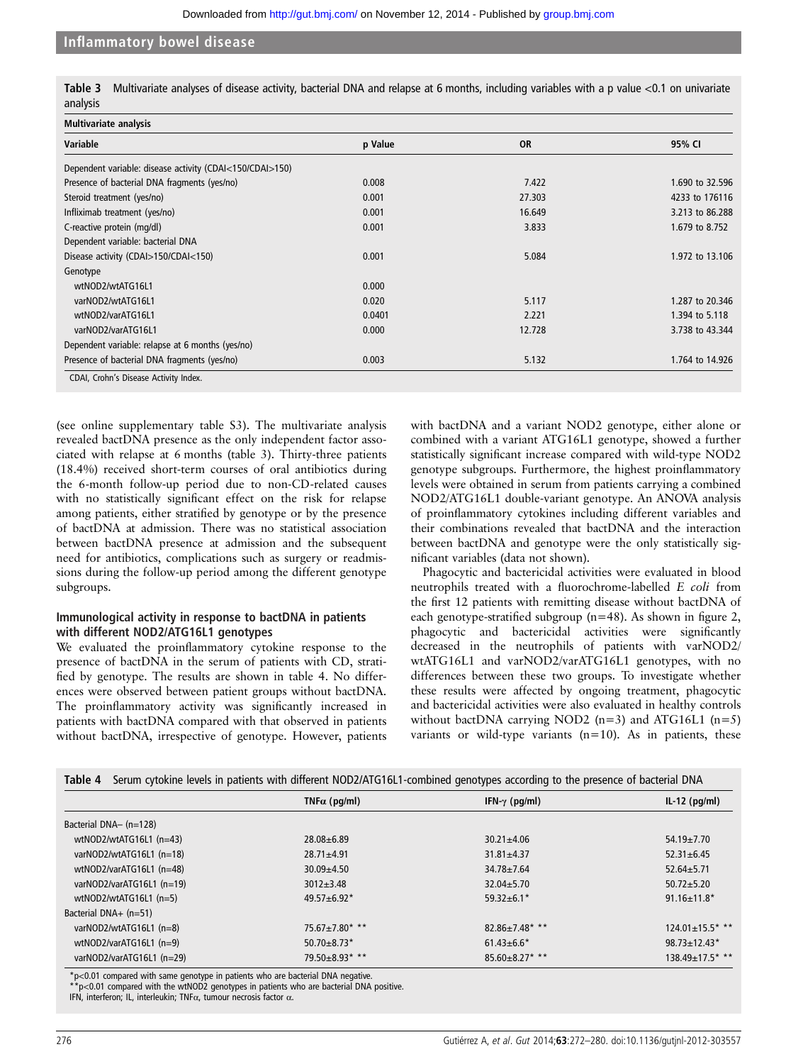**Table 3** Multivariate analyses of disease activity, bacterial DNA and relapse at 6 months, including variables with a p value <0.1 on univariate analysis

| Variable | p Value | OR | 95% CI |
|---|---|---|---|
| **Multivariate analysis** | | | |
| Dependent variable: disease activity (CDAI<150/CDAI>150) | | | |
| Presence of bacterial DNA fragments (yes/no) | 0.008 | 7.422 | 1.690 to 32.596 |
| Steroid treatment (yes/no) | 0.001 | 27.303 | 4233 to 176116 |
| Infliximab treatment (yes/no) | 0.001 | 16.649 | 3.213 to 86.288 |
| C-reactive protein (mg/dl) | 0.001 | 3.833 | 1.679 to 8.752 |
| Dependent variable: bacterial DNA | | | |
| Disease activity (CDAI>150/CDAI<150) | 0.001 | 5.084 | 1.972 to 13.106 |
| Genotype | | | |
| wtNOD2/wtATG16L1 | 0.000 | | |
| varNOD2/wtATG16L1 | 0.020 | 5.117 | 1.287 to 20.346 |
| wtNOD2/varATG16L1 | 0.0401 | 2.221 | 1.394 to 5.118 |
| varNOD2/varATG16L1 | 0.000 | 12.728 | 3.738 to 43.344 |
| Dependent variable: relapse at 6 months (yes/no) | | | |
| Presence of bacterial DNA fragments (yes/no) | 0.003 | 5.132 | 1.764 to 14.926 |

CDAI, Crohn's Disease Activity Index.

(see online supplementary table S3). The multivariate analysis revealed bactDNA presence as the only independent factor associated with relapse at 6 months (table 3). Thirty-three patients (18.4%) received short-term courses of oral antibiotics during the 6-month follow-up period due to non-CD-related causes with no statistically significant effect on the risk for relapse among patients, either stratified by genotype or by the presence of bactDNA at admission. There was no statistical association between bactDNA presence at admission and the subsequent need for antibiotics, complications such as surgery or readmissions during the follow-up period among the different genotype subgroups.

### Immunological activity in response to bactDNA in patients with different NOD2/ATG16L1 genotypes

We evaluated the proinflammatory cytokine response to the presence of bactDNA in the serum of patients with CD, stratified by genotype. The results are shown in table 4. No differences were observed between patient groups without bactDNA. The proinflammatory activity was significantly increased in patients with bactDNA compared with that observed in patients without bactDNA, irrespective of genotype. However, patients with bactDNA and a variant NOD2 genotype, either alone or combined with a variant ATG16L1 genotype, showed a further statistically significant increase compared with wild-type NOD2 genotype subgroups. Furthermore, the highest proinflammatory levels were obtained in serum from patients carrying a combined NOD2/ATG16L1 double-variant genotype. An ANOVA analysis of proinflammatory cytokines including different variables and their combinations revealed that bactDNA and the interaction between bactDNA and genotype were the only statistically significant variables (data not shown).

Phagocytic and bactericidal activities were evaluated in blood neutrophils treated with a fluorochrome-labelled *E coli* from the first 12 patients with remitting disease without bactDNA of each genotype-stratified subgroup (n=48). As shown in figure 2, phagocytic and bactericidal activities were significantly decreased in the neutrophils of patients with varNOD2/wtATG16L1 and varNOD2/varATG16L1 genotypes, with no differences between these two groups. To investigate whether these results were affected by ongoing treatment, phagocytic and bactericidal activities were also evaluated in healthy controls without bactDNA carrying NOD2 (n=3) and ATG16L1 (n=5) variants or wild-type variants (n=10). As in patients, these

**Table 4** Serum cytokine levels in patients with different NOD2/ATG16L1-combined genotypes according to the presence of bacterial DNA

| | TNFα (pg/ml) | IFN-γ (pg/ml) | IL-12 (pg/ml) |
|---|---|---|---|
| Bacterial DNA− (n=128) | | | |
| wtNOD2/wtATG16L1 (n=43) | 28.08±6.89 | 30.21±4.06 | 54.19±7.70 |
| varNOD2/wtATG16L1 (n=18) | 28.71±4.91 | 31.81±4.37 | 52.31±6.45 |
| wtNOD2/varATG16L1 (n=48) | 30.09±4.50 | 34.78±7.64 | 52.64±5.71 |
| varNOD2/varATG16L1 (n=19) | 3012±3.48 | 32.04±5.70 | 50.72±5.20 |
| wtNOD2/wtATG16L1 (n=5) | 49.57±6.92* | 59.32±6.1* | 91.16±11.8* |
| Bacterial DNA+ (n=51) | | | |
| varNOD2/wtATG16L1 (n=8) | 75.67±7.80* ** | 82.86±7.48* ** | 124.01±15.5* ** |
| wtNOD2/varATG16L1 (n=9) | 50.70±8.73* | 61.43±6.6* | 98.73±12.43* |
| varNOD2/varATG16L1 (n=29) | 79.50±8.93* ** | 85.60±8.27* ** | 138.49±17.5* ** |

*p<0.01 compared with same genotype in patients who are bacterial DNA negative.
**p<0.01 compared with the wtNOD2 genotypes in patients who are bacterial DNA positive.
IFN, interferon; IL, interleukin; TNFα, tumour necrosis factor α.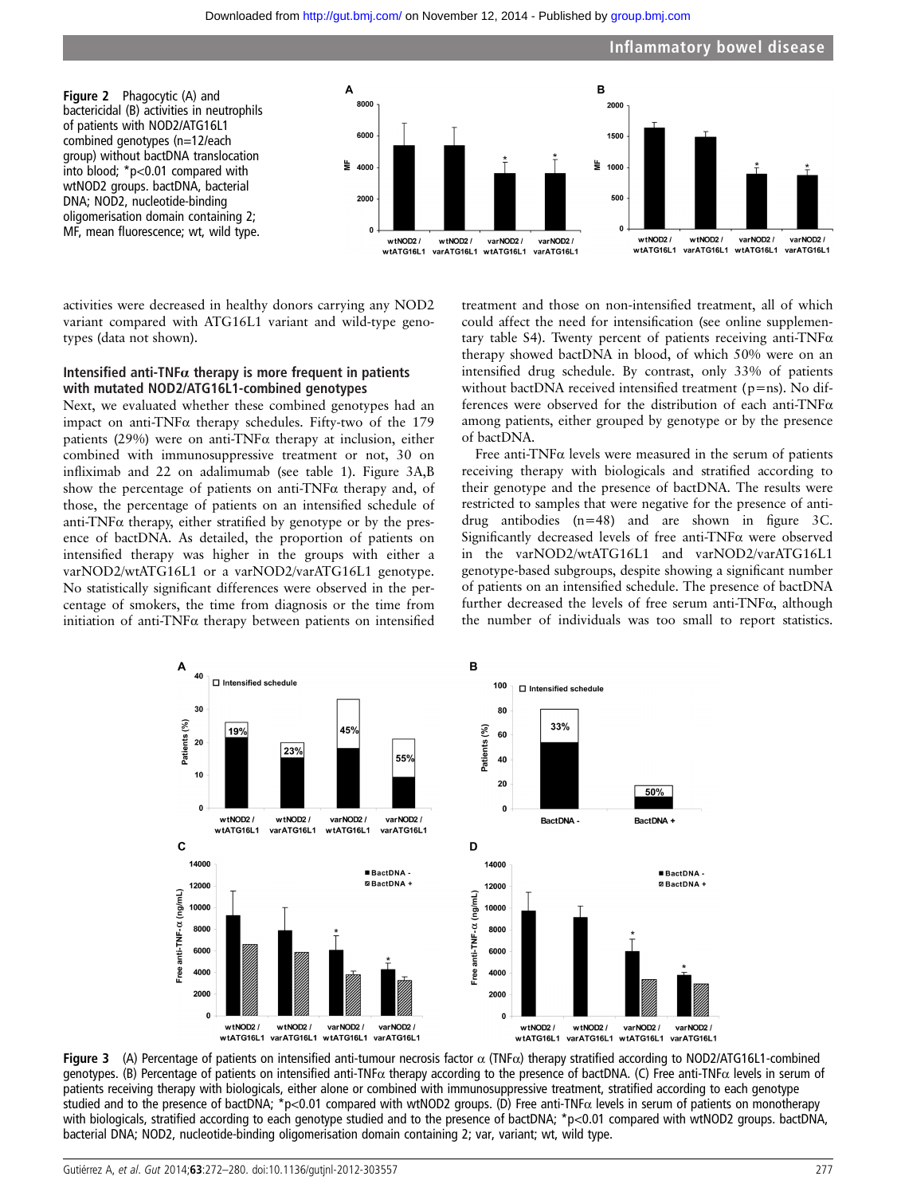Figure 2 Phagocytic (A) and bactericidal (B) activities in neutrophils of patients with NOD2/ATG16L1 combined genotypes (n=12/each group) without bactDNA translocation into blood; *p<0.01 compared with wtNOD2 groups. bactDNA, bacterial DNA; NOD2, nucleotide-binding oligomerisation domain containing 2; MF, mean fluorescence; wt, wild type.

activities were decreased in healthy donors carrying any NOD2 variant compared with ATG16L1 variant and wild-type genotypes (data not shown).

### Intensified anti-TNFα therapy is more frequent in patients with mutated NOD2/ATG16L1-combined genotypes

Next, we evaluated whether these combined genotypes had an impact on anti-TNFα therapy schedules. Fifty-two of the 179 patients (29%) were on anti-TNFα therapy at inclusion, either combined with immunosuppressive treatment or not, 30 on infliximab and 22 on adalimumab (see table 1). Figure 3A,B show the percentage of patients on anti-TNFα therapy and, of those, the percentage of patients on an intensified schedule of anti-TNFα therapy, either stratified by genotype or by the presence of bactDNA. As detailed, the proportion of patients on intensified therapy was higher in the groups with either a varNOD2/wtATG16L1 or a varNOD2/varATG16L1 genotype. No statistically significant differences were observed in the percentage of smokers, the time from diagnosis or the time from initiation of anti-TNFα therapy between patients on intensified treatment and those on non-intensified treatment, all of which could affect the need for intensification (see online supplementary table S4). Twenty percent of patients receiving anti-TNFα therapy showed bactDNA in blood, of which 50% were on an intensified drug schedule. By contrast, only 33% of patients without bactDNA received intensified treatment (p=ns). No differences were observed for the distribution of each anti-TNFα among patients, either grouped by genotype or by the presence of bactDNA.

Free anti-TNFα levels were measured in the serum of patients receiving therapy with biologicals and stratified according to their genotype and the presence of bactDNA. The results were restricted to samples that were negative for the presence of anti-drug antibodies (n=48) and are shown in figure 3C. Significantly decreased levels of free anti-TNFα were observed in the varNOD2/wtATG16L1 and varNOD2/varATG16L1 genotype-based subgroups, despite showing a significant number of patients on an intensified schedule. The presence of bactDNA further decreased the levels of free serum anti-TNFα, although the number of individuals was too small to report statistics.

Figure 3 (A) Percentage of patients on intensified anti-tumour necrosis factor α (TNFα) therapy stratified according to NOD2/ATG16L1-combined genotypes. (B) Percentage of patients on intensified anti-TNFα therapy according to the presence of bactDNA. (C) Free anti-TNFα levels in serum of patients receiving therapy with biologicals, either alone or combined with immunosuppressive treatment, stratified according to each genotype studied and to the presence of bactDNA; *p<0.01 compared with wtNOD2 groups. (D) Free anti-TNFα levels in serum of patients on monotherapy with biologicals, stratified according to each genotype studied and to the presence of bactDNA; *p<0.01 compared with wtNOD2 groups. bactDNA, bacterial DNA; NOD2, nucleotide-binding oligomerisation domain containing 2; var, variant; wt, wild type.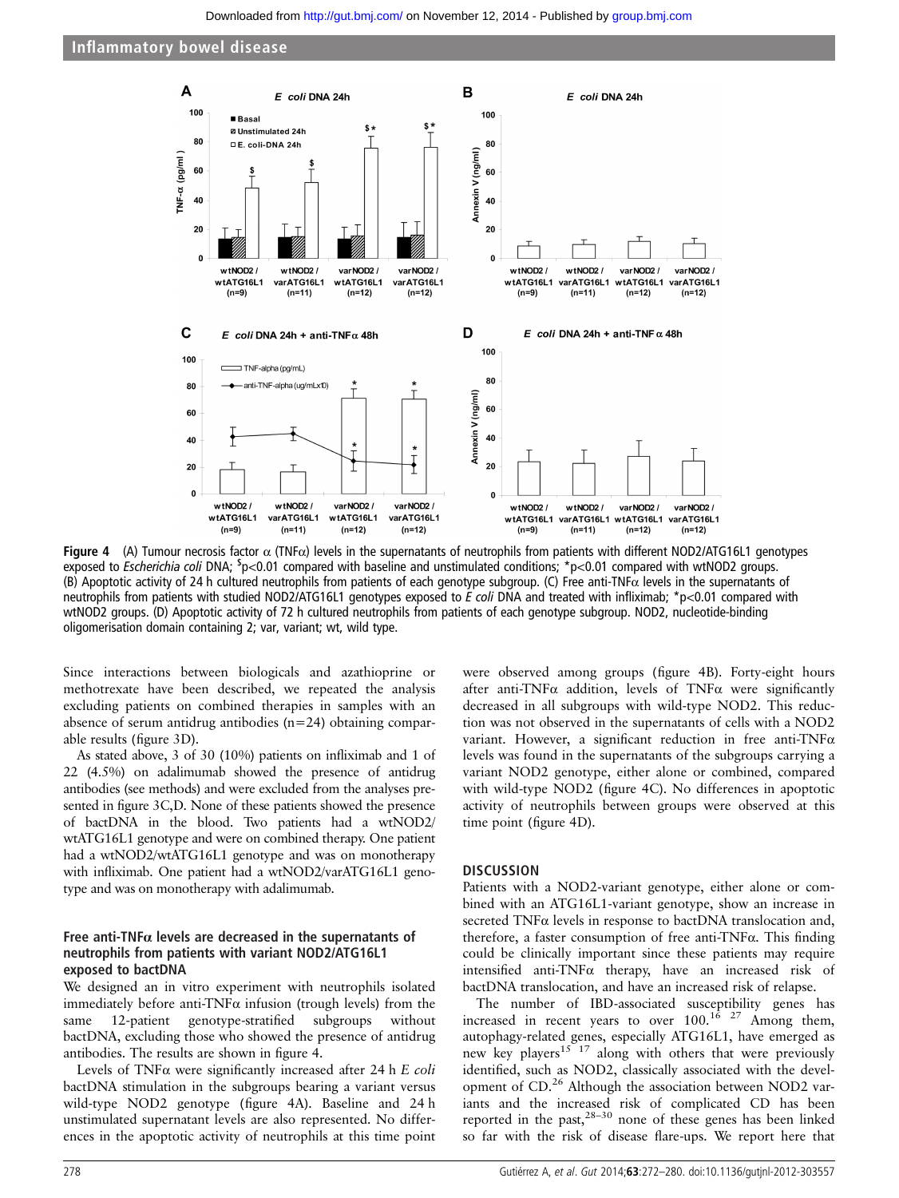Figure 4 (A) Tumour necrosis factor α (TNFα) levels in the supernatants of neutrophils from patients with different NOD2/ATG16L1 genotypes exposed to *Escherichia coli* DNA; $p<0.01 compared with baseline and unstimulated conditions; *p<0.01 compared with wtNOD2 groups. (B) Apoptotic activity of 24 h cultured neutrophils from patients of each genotype subgroup. (C) Free anti-TNFα levels in the supernatants of neutrophils from patients with studied NOD2/ATG16L1 genotypes exposed to *E coli* DNA and treated with infliximab; *p<0.01 compared with wtNOD2 groups. (D) Apoptotic activity of 72 h cultured neutrophils from patients of each genotype subgroup. NOD2, nucleotide-binding oligomerisation domain containing 2; var, variant; wt, wild type.

Since interactions between biologicals and azathioprine or methotrexate have been described, we repeated the analysis excluding patients on combined therapies in samples with an absence of serum antidrug antibodies (n=24) obtaining comparable results (figure 3D).

As stated above, 3 of 30 (10%) patients on infliximab and 1 of 22 (4.5%) on adalimumab showed the presence of antidrug antibodies (see methods) and were excluded from the analyses presented in figure 3C,D. None of these patients showed the presence of bactDNA in the blood. Two patients had a wtNOD2/wtATG16L1 genotype and were on combined therapy. One patient had a wtNOD2/wtATG16L1 genotype and was on monotherapy with infliximab. One patient had a wtNOD2/varATG16L1 genotype and was on monotherapy with adalimumab.

### Free anti-TNFα levels are decreased in the supernatants of neutrophils from patients with variant NOD2/ATG16L1 exposed to bactDNA

We designed an in vitro experiment with neutrophils isolated immediately before anti-TNFα infusion (trough levels) from the same 12-patient genotype-stratified subgroups without bactDNA, excluding those who showed the presence of antidrug antibodies. The results are shown in figure 4.

Levels of TNFα were significantly increased after 24 h *E coli* bactDNA stimulation in the subgroups bearing a variant versus wild-type NOD2 genotype (figure 4A). Baseline and 24 h unstimulated supernatant levels are also represented. No differences in the apoptotic activity of neutrophils at this time point were observed among groups (figure 4B). Forty-eight hours after anti-TNFα addition, levels of TNFα were significantly decreased in all subgroups with wild-type NOD2. This reduction was not observed in the supernatants of cells with a NOD2 variant. However, a significant reduction in free anti-TNFα levels was found in the supernatants of the subgroups carrying a variant NOD2 genotype, either alone or combined, compared with wild-type NOD2 (figure 4C). No differences in apoptotic activity of neutrophils between groups were observed at this time point (figure 4D).

## DISCUSSION

Patients with a NOD2-variant genotype, either alone or combined with an ATG16L1-variant genotype, show an increase in secreted TNFα levels in response to bactDNA translocation and, therefore, a faster consumption of free anti-TNFα. This finding could be clinically important since these patients may require intensified anti-TNFα therapy, have an increased risk of bactDNA translocation, and have an increased risk of relapse.

The number of IBD-associated susceptibility genes has increased in recent years to over 100.[16 27] Among them, autophagy-related genes, especially ATG16L1, have emerged as new key players[15 17] along with others that were previously identified, such as NOD2, classically associated with the development of CD.[26] Although the association between NOD2 variants and the increased risk of complicated CD has been reported in the past,[28–30] none of these genes has been linked so far with the risk of disease flare-ups. We report here that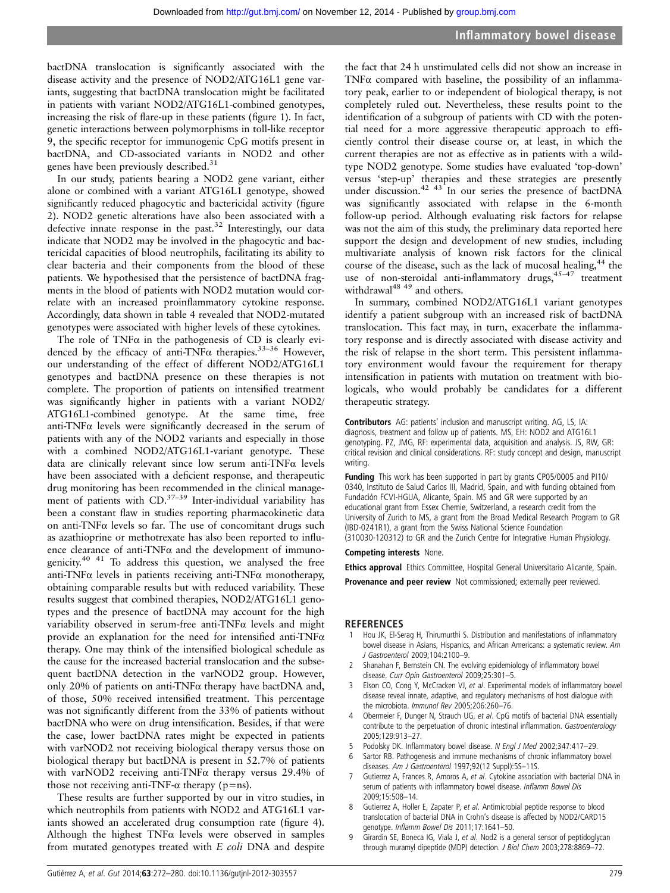bactDNA translocation is significantly associated with the disease activity and the presence of NOD2/ATG16L1 gene variants, suggesting that bactDNA translocation might be facilitated in patients with variant NOD2/ATG16L1-combined genotypes, increasing the risk of flare-up in these patients (figure 1). In fact, genetic interactions between polymorphisms in toll-like receptor 9, the specific receptor for immunogenic CpG motifs present in bactDNA, and CD-associated variants in NOD2 and other genes have been previously described.[31]

In our study, patients bearing a NOD2 gene variant, either alone or combined with a variant ATG16L1 genotype, showed significantly reduced phagocytic and bactericidal activity (figure 2). NOD2 genetic alterations have also been associated with a defective innate response in the past.[32] Interestingly, our data indicate that NOD2 may be involved in the phagocytic and bactericidal capacities of blood neutrophils, facilitating its ability to clear bacteria and their components from the blood of these patients. We hypothesised that the persistence of bactDNA fragments in the blood of patients with NOD2 mutation would correlate with an increased proinflammatory cytokine response. Accordingly, data shown in table 4 revealed that NOD2-mutated genotypes were associated with higher levels of these cytokines.

The role of TNFα in the pathogenesis of CD is clearly evidenced by the efficacy of anti-TNFα therapies.[33–36] However, our understanding of the effect of different NOD2/ATG16L1 genotypes and bactDNA presence on these therapies is not complete. The proportion of patients on intensified treatment was significantly higher in patients with a variant NOD2/ATG16L1-combined genotype. At the same time, free anti-TNFα levels were significantly decreased in the serum of patients with any of the NOD2 variants and especially in those with a combined NOD2/ATG16L1-variant genotype. These data are clinically relevant since low serum anti-TNFα levels have been associated with a deficient response, and therapeutic drug monitoring has been recommended in the clinical management of patients with CD.[37–39] Inter-individual variability has been a constant flaw in studies reporting pharmacokinetic data on anti-TNFα levels so far. The use of concomitant drugs such as azathioprine or methotrexate has also been reported to influence clearance of anti-TNFα and the development of immunogenicity.[40 41] To address this question, we analysed the free anti-TNFα levels in patients receiving anti-TNFα monotherapy, obtaining comparable results but with reduced variability. These results suggest that combined therapies, NOD2/ATG16L1 genotypes and the presence of bactDNA may account for the high variability observed in serum-free anti-TNFα levels and might provide an explanation for the need for intensified anti-TNFα therapy. One may think of the intensified biological schedule as the cause for the increased bacterial translocation and the subsequent bactDNA detection in the varNOD2 group. However, only 20% of patients on anti-TNFα therapy have bactDNA and, of those, 50% received intensified treatment. This percentage was not significantly different from the 33% of patients without bactDNA who were on drug intensification. Besides, if that were the case, lower bactDNA rates might be expected in patients with varNOD2 not receiving biological therapy versus those on biological therapy but bactDNA is present in 52.7% of patients with varNOD2 receiving anti-TNFα therapy versus 29.4% of those not receiving anti-TNF-α therapy (p=ns).

These results are further supported by our in vitro studies, in which neutrophils from patients with NOD2 and ATG16L1 variants showed an accelerated drug consumption rate (figure 4). Although the highest TNFα levels were observed in samples from mutated genotypes treated with *E coli* DNA and despite the fact that 24 h unstimulated cells did not show an increase in TNFα compared with baseline, the possibility of an inflammatory peak, earlier to or independent of biological therapy, is not completely ruled out. Nevertheless, these results point to the identification of a subgroup of patients with CD with the potential need for a more aggressive therapeutic approach to efficiently control their disease course or, at least, in which the current therapies are not as effective as in patients with a wild-type NOD2 genotype. Some studies have evaluated 'top-down' versus 'step-up' therapies and these strategies are presently under discussion.[42 43] In our series the presence of bactDNA was significantly associated with relapse in the 6-month follow-up period. Although evaluating risk factors for relapse was not the aim of this study, the preliminary data reported here support the design and development of new studies, including multivariate analysis of known risk factors for the clinical course of the disease, such as the lack of mucosal healing,[44] the use of non-steroidal anti-inflammatory drugs,[45–47] treatment withdrawal[48 49] and others.

In summary, combined NOD2/ATG16L1 variant genotypes identify a patient subgroup with an increased risk of bactDNA translocation. This fact may, in turn, exacerbate the inflammatory response and is directly associated with disease activity and the risk of relapse in the short term. This persistent inflammatory environment would favour the requirement for therapy intensification in patients with mutation on treatment with biologicals, who would probably be candidates for a different therapeutic strategy.

**Contributors** AG: patients' inclusion and manuscript writing. AG, LS, IA: diagnosis, treatment and follow up of patients. MS, EH: NOD2 and ATG16L1 genotyping. PZ, JMG, RF: experimental data, acquisition and analysis. JS, RW, GR: critical revision and clinical considerations. RF: study concept and design, manuscript writing.

**Funding** This work has been supported in part by grants CP05/0005 and PI10/0340, Instituto de Salud Carlos III, Madrid, Spain, and with funding obtained from Fundación FCVI-HGUA, Alicante, Spain. MS and GR were supported by an educational grant from Essex Chemie, Switzerland, a research credit from the University of Zurich to MS, a grant from the Broad Medical Research Program to GR (IBD-0241R1), a grant from the Swiss National Science Foundation (310030-120312) to GR and the Zurich Centre for Integrative Human Physiology.

**Competing interests** None.

**Ethics approval** Ethics Committee, Hospital General Universitario Alicante, Spain.

**Provenance and peer review** Not commissioned; externally peer reviewed.

## REFERENCES

1. Hou JK, El-Serag H, Thirumurthi S. Distribution and manifestations of inflammatory bowel disease in Asians, Hispanics, and African Americans: a systematic review. *Am J Gastroenterol* 2009;104:2100–9.
2. Shanahan F, Bernstein CN. The evolving epidemiology of inflammatory bowel disease. *Curr Opin Gastroenterol* 2009;25:301–5.
3. Elson CO, Cong Y, McCracken VJ, *et al*. Experimental models of inflammatory bowel disease reveal innate, adaptive, and regulatory mechanisms of host dialogue with the microbiota. *Immunol Rev* 2005;206:260–76.
4. Obermeier F, Dunger N, Strauch UG, *et al*. CpG motifs of bacterial DNA essentially contribute to the perpetuation of chronic intestinal inflammation. *Gastroenterology* 2005;129:913–27.
5. Podolsky DK. Inflammatory bowel disease. *N Engl J Med* 2002;347:417–29.
6. Sartor RB. Pathogenesis and immune mechanisms of chronic inflammatory bowel diseases. *Am J Gastroenterol* 1997;92(12 Suppl):5S–11S.
7. Gutierrez A, Frances R, Amoros A, *et al*. Cytokine association with bacterial DNA in serum of patients with inflammatory bowel disease. *Inflamm Bowel Dis* 2009;15:508–14.
8. Gutierrez A, Holler E, Zapater P, *et al*. Antimicrobial peptide response to blood translocation of bacterial DNA in Crohn's disease is affected by NOD2/CARD15 genotype. *Inflamm Bowel Dis* 2011;17:1641–50.
9. Girardin SE, Boneca IG, Viala J, *et al*. Nod2 is a general sensor of peptidoglycan through muramyl dipeptide (MDP) detection. *J Biol Chem* 2003;278:8869–72.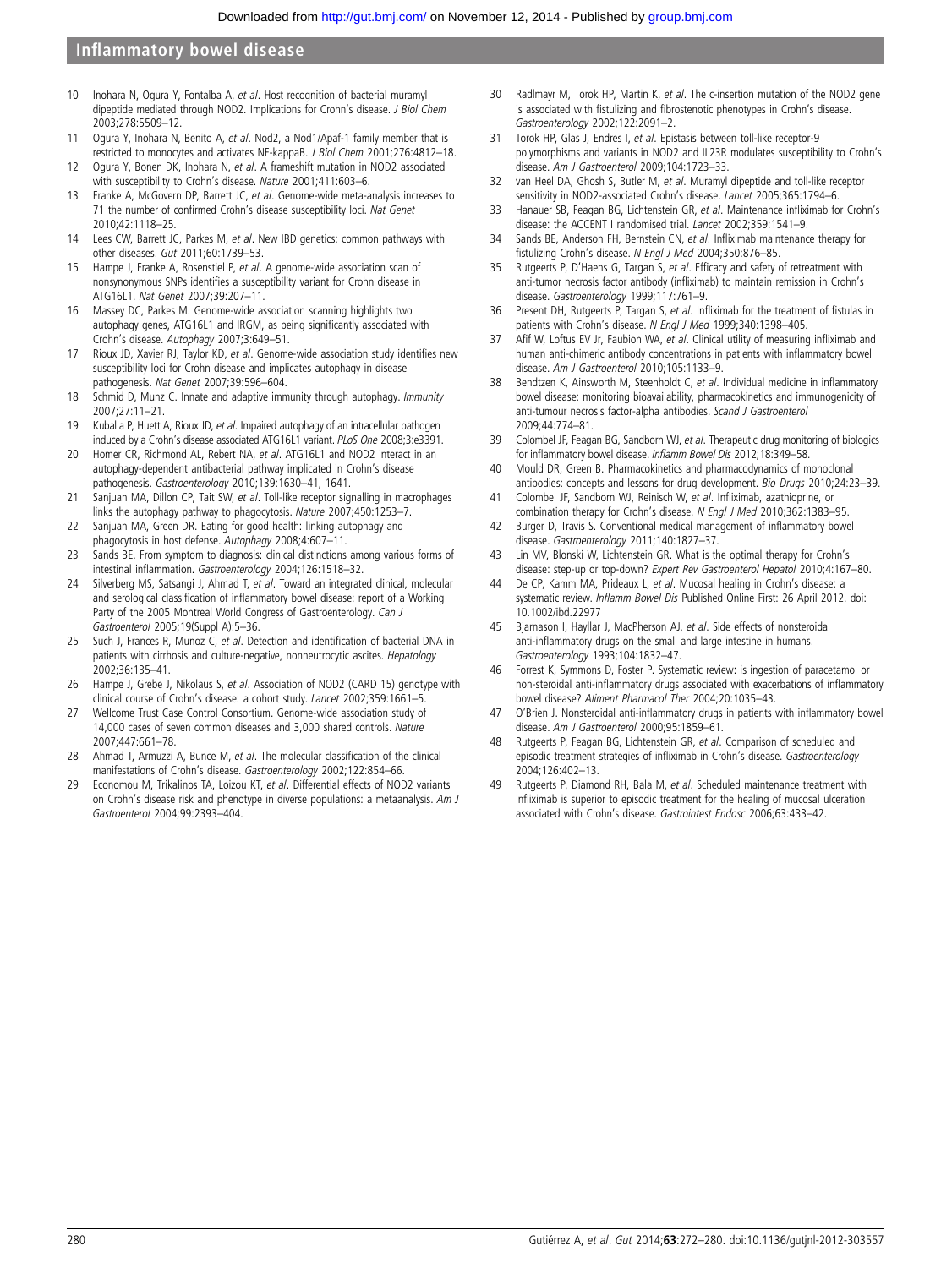10 Inohara N, Ogura Y, Fontalba A, *et al*. Host recognition of bacterial muramyl dipeptide mediated through NOD2. Implications for Crohn's disease. *J Biol Chem* 2003;278:5509–12.

11 Ogura Y, Inohara N, Benito A, *et al*. Nod2, a Nod1/Apaf-1 family member that is restricted to monocytes and activates NF-kappaB. *J Biol Chem* 2001;276:4812–18.

12 Ogura Y, Bonen DK, Inohara N, *et al*. A frameshift mutation in NOD2 associated with susceptibility to Crohn's disease. *Nature* 2001;411:603–6.

13 Franke A, McGovern DP, Barrett JC, *et al*. Genome-wide meta-analysis increases to 71 the number of confirmed Crohn's disease susceptibility loci. *Nat Genet* 2010;42:1118–25.

14 Lees CW, Barrett JC, Parkes M, *et al*. New IBD genetics: common pathways with other diseases. *Gut* 2011;60:1739–53.

15 Hampe J, Franke A, Rosenstiel P, *et al*. A genome-wide association scan of nonsynonymous SNPs identifies a susceptibility variant for Crohn disease in ATG16L1. *Nat Genet* 2007;39:207–11.

16 Massey DC, Parkes M. Genome-wide association scanning highlights two autophagy genes, ATG16L1 and IRGM, as being significantly associated with Crohn's disease. *Autophagy* 2007;3:649–51.

17 Rioux JD, Xavier RJ, Taylor KD, *et al*. Genome-wide association study identifies new susceptibility loci for Crohn disease and implicates autophagy in disease pathogenesis. *Nat Genet* 2007;39:596–604.

18 Schmid D, Munz C. Innate and adaptive immunity through autophagy. *Immunity* 2007;27:11–21.

19 Kuballa P, Huett A, Rioux JD, *et al*. Impaired autophagy of an intracellular pathogen induced by a Crohn's disease associated ATG16L1 variant. *PLoS One* 2008;3:e3391.

20 Homer CR, Richmond AL, Rebert NA, *et al*. ATG16L1 and NOD2 interact in an autophagy-dependent antibacterial pathway implicated in Crohn's disease pathogenesis. *Gastroenterology* 2010;139:1630–41, 1641.

21 Sanjuan MA, Dillon CP, Tait SW, *et al*. Toll-like receptor signalling in macrophages links the autophagy pathway to phagocytosis. *Nature* 2007;450:1253–7.

22 Sanjuan MA, Green DR. Eating for good health: linking autophagy and phagocytosis in host defense. *Autophagy* 2008;4:607–11.

23 Sands BE. From symptom to diagnosis: clinical distinctions among various forms of intestinal inflammation. *Gastroenterology* 2004;126:1518–32.

24 Silverberg MS, Satsangi J, Ahmad T, *et al*. Toward an integrated clinical, molecular and serological classification of inflammatory bowel disease: report of a Working Party of the 2005 Montreal World Congress of Gastroenterology. *Can J Gastroenterol* 2005;19(Suppl A):5–36.

25 Such J, Frances R, Munoz C, *et al*. Detection and identification of bacterial DNA in patients with cirrhosis and culture-negative, nonneutrocytic ascites. *Hepatology* 2002;36:135–41.

26 Hampe J, Grebe J, Nikolaus S, *et al*. Association of NOD2 (CARD 15) genotype with clinical course of Crohn's disease: a cohort study. *Lancet* 2002;359:1661–5.

27 Wellcome Trust Case Control Consortium. Genome-wide association study of 14,000 cases of seven common diseases and 3,000 shared controls. *Nature* 2007;447:661–78.

28 Ahmad T, Armuzzi A, Bunce M, *et al*. The molecular classification of the clinical manifestations of Crohn's disease. *Gastroenterology* 2002;122:854–66.

29 Economou M, Trikalinos TA, Loizou KT, *et al*. Differential effects of NOD2 variants on Crohn's disease risk and phenotype in diverse populations: a metaanalysis. *Am J Gastroenterol* 2004;99:2393–404.

30 Radlmayr M, Torok HP, Martin K, *et al*. The c-insertion mutation of the NOD2 gene is associated with fistulizing and fibrostenotic phenotypes in Crohn's disease. *Gastroenterology* 2002;122:2091–2.

31 Torok HP, Glas J, Endres I, *et al*. Epistasis between toll-like receptor-9 polymorphisms and variants in NOD2 and IL23R modulates susceptibility to Crohn's disease. *Am J Gastroenterol* 2009;104:1723–33.

32 van Heel DA, Ghosh S, Butler M, *et al*. Muramyl dipeptide and toll-like receptor sensitivity in NOD2-associated Crohn's disease. *Lancet* 2005;365:1794–6.

33 Hanauer SB, Feagan BG, Lichtenstein GR, *et al*. Maintenance infliximab for Crohn's disease: the ACCENT I randomised trial. *Lancet* 2002;359:1541–9.

34 Sands BE, Anderson FH, Bernstein CN, *et al*. Infliximab maintenance therapy for fistulizing Crohn's disease. *N Engl J Med* 2004;350:876–85.

35 Rutgeerts P, D'Haens G, Targan S, *et al*. Efficacy and safety of retreatment with anti-tumor necrosis factor antibody (infliximab) to maintain remission in Crohn's disease. *Gastroenterology* 1999;117:761–9.

36 Present DH, Rutgeerts P, Targan S, *et al*. Infliximab for the treatment of fistulas in patients with Crohn's disease. *N Engl J Med* 1999;340:1398–405.

37 Afif W, Loftus EV Jr, Faubion WA, *et al*. Clinical utility of measuring infliximab and human anti-chimeric antibody concentrations in patients with inflammatory bowel disease. *Am J Gastroenterol* 2010;105:1133–9.

38 Bendtzen K, Ainsworth M, Steenholdt C, *et al*. Individual medicine in inflammatory bowel disease: monitoring bioavailability, pharmacokinetics and immunogenicity of anti-tumour necrosis factor-alpha antibodies. *Scand J Gastroenterol* 2009;44:774–81.

39 Colombel JF, Feagan BG, Sandborn WJ, *et al*. Therapeutic drug monitoring of biologics for inflammatory bowel disease. *Inflamm Bowel Dis* 2012;18:349–58.

40 Mould DR, Green B. Pharmacokinetics and pharmacodynamics of monoclonal antibodies: concepts and lessons for drug development. *Bio Drugs* 2010;24:23–39.

41 Colombel JF, Sandborn WJ, Reinisch W, *et al*. Infliximab, azathioprine, or combination therapy for Crohn's disease. *N Engl J Med* 2010;362:1383–95.

42 Burger D, Travis S. Conventional medical management of inflammatory bowel disease. *Gastroenterology* 2011;140:1827–37.

43 Lin MV, Blonski W, Lichtenstein GR. What is the optimal therapy for Crohn's disease: step-up or top-down? *Expert Rev Gastroenterol Hepatol* 2010;4:167–80.

44 De CP, Kamm MA, Prideaux L, *et al*. Mucosal healing in Crohn's disease: a systematic review. *Inflamm Bowel Dis* Published Online First: 26 April 2012. doi: 10.1002/ibd.22977

45 Bjarnason I, Hayllar J, MacPherson AJ, *et al*. Side effects of nonsteroidal anti-inflammatory drugs on the small and large intestine in humans. *Gastroenterology* 1993;104:1832–47.

46 Forrest K, Symmons D, Foster P. Systematic review: is ingestion of paracetamol or non-steroidal anti-inflammatory drugs associated with exacerbations of inflammatory bowel disease? *Aliment Pharmacol Ther* 2004;20:1035–43.

47 O'Brien J. Nonsteroidal anti-inflammatory drugs in patients with inflammatory bowel disease. *Am J Gastroenterol* 2000;95:1859–61.

48 Rutgeerts P, Feagan BG, Lichtenstein GR, *et al*. Comparison of scheduled and episodic treatment strategies of infliximab in Crohn's disease. *Gastroenterology* 2004;126:402–13.

49 Rutgeerts P, Diamond RH, Bala M, *et al*. Scheduled maintenance treatment with infliximab is superior to episodic treatment for the healing of mucosal ulceration associated with Crohn's disease. *Gastrointest Endosc* 2006;63:433–42.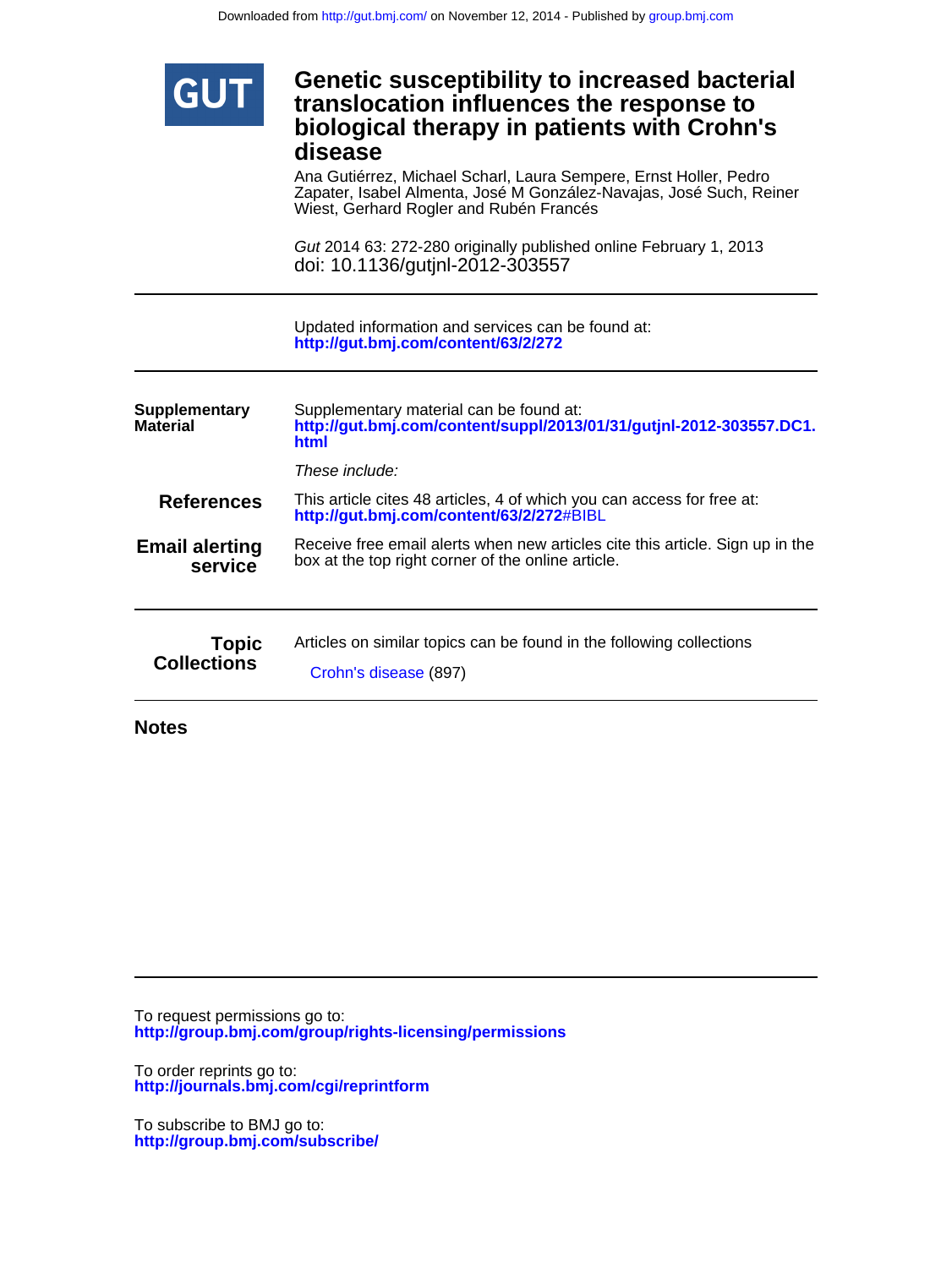Downloaded from http://gut.bmj.com/ on November 12, 2014 - Published by group.bmj.com

GUT

# Genetic susceptibility to increased bacterial translocation influences the response to biological therapy in patients with Crohn's disease

Ana Gutiérrez, Michael Scharl, Laura Sempere, Ernst Holler, Pedro Zapater, Isabel Almenta, José M González-Navajas, José Such, Reiner Wiest, Gerhard Rogler and Rubén Francés

*Gut* 2014 63: 272-280 originally published online February 1, 2013
doi: 10.1136/gutjnl-2012-303557

---

Updated information and services can be found at:
**http://gut.bmj.com/content/63/2/272**

---

**Supplementary Material**

Supplementary material can be found at:
**http://gut.bmj.com/content/suppl/2013/01/31/gutjnl-2012-303557.DC1.html**

*These include:*

**References**

This article cites 48 articles, 4 of which you can access for free at:
**http://gut.bmj.com/content/63/2/272**#BIBL

**Email alerting service**

Receive free email alerts when new articles cite this article. Sign up in the box at the top right corner of the online article.

---

**Topic Collections**

Articles on similar topics can be found in the following collections

Crohn's disease (897)

---

## Notes

---

To request permissions go to:
**http://group.bmj.com/group/rights-licensing/permissions**

To order reprints go to:
**http://journals.bmj.com/cgi/reprintform**

To subscribe to BMJ go to:
**http://group.bmj.com/subscribe/**